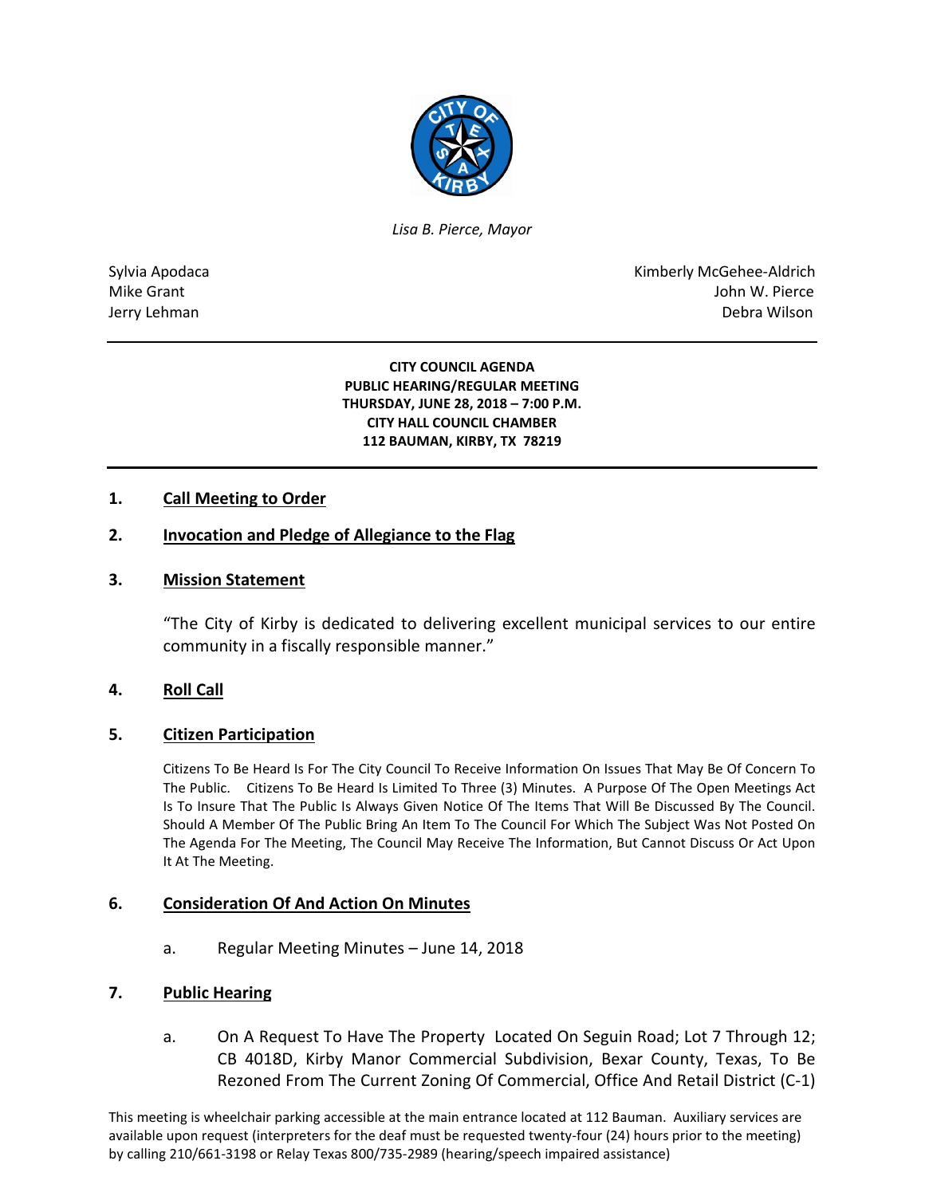*Lisa B. Pierce, Mayor*

Sylvia Apodaca
Mike Grant
Jerry Lehman

Kimberly McGehee-Aldrich
John W. Pierce
Debra Wilson

**CITY COUNCIL AGENDA**
**PUBLIC HEARING/REGULAR MEETING**
**THURSDAY, JUNE 28, 2018 – 7:00 P.M.**
**CITY HALL COUNCIL CHAMBER**
**112 BAUMAN, KIRBY, TX 78219**

## 1. Call Meeting to Order

## 2. Invocation and Pledge of Allegiance to the Flag

## 3. Mission Statement

"The City of Kirby is dedicated to delivering excellent municipal services to our entire community in a fiscally responsible manner."

## 4. Roll Call

## 5. Citizen Participation

Citizens To Be Heard Is For The City Council To Receive Information On Issues That May Be Of Concern To The Public. Citizens To Be Heard Is Limited To Three (3) Minutes. A Purpose Of The Open Meetings Act Is To Insure That The Public Is Always Given Notice Of The Items That Will Be Discussed By The Council. Should A Member Of The Public Bring An Item To The Council For Which The Subject Was Not Posted On The Agenda For The Meeting, The Council May Receive The Information, But Cannot Discuss Or Act Upon It At The Meeting.

## 6. Consideration Of And Action On Minutes

a. Regular Meeting Minutes – June 14, 2018

## 7. Public Hearing

a. On A Request To Have The Property Located On Seguin Road; Lot 7 Through 12; CB 4018D, Kirby Manor Commercial Subdivision, Bexar County, Texas, To Be Rezoned From The Current Zoning Of Commercial, Office And Retail District (C-1)

This meeting is wheelchair parking accessible at the main entrance located at 112 Bauman. Auxiliary services are available upon request (interpreters for the deaf must be requested twenty-four (24) hours prior to the meeting) by calling 210/661-3198 or Relay Texas 800/735-2989 (hearing/speech impaired assistance)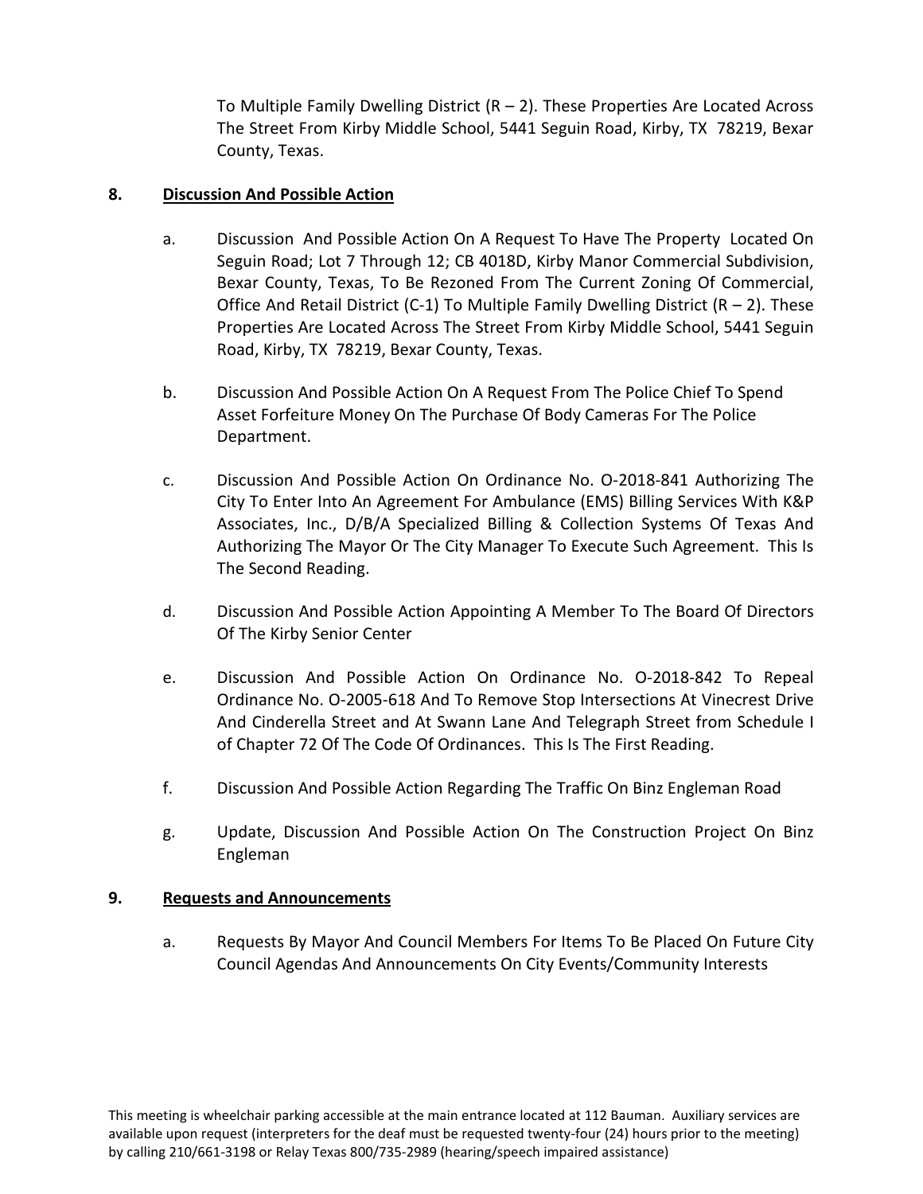To Multiple Family Dwelling District (R – 2). These Properties Are Located Across The Street From Kirby Middle School, 5441 Seguin Road, Kirby, TX 78219, Bexar County, Texas.

**8. Discussion And Possible Action**

a. Discussion And Possible Action On A Request To Have The Property Located On Seguin Road; Lot 7 Through 12; CB 4018D, Kirby Manor Commercial Subdivision, Bexar County, Texas, To Be Rezoned From The Current Zoning Of Commercial, Office And Retail District (C-1) To Multiple Family Dwelling District (R – 2). These Properties Are Located Across The Street From Kirby Middle School, 5441 Seguin Road, Kirby, TX 78219, Bexar County, Texas.

b. Discussion And Possible Action On A Request From The Police Chief To Spend Asset Forfeiture Money On The Purchase Of Body Cameras For The Police Department.

c. Discussion And Possible Action On Ordinance No. O-2018-841 Authorizing The City To Enter Into An Agreement For Ambulance (EMS) Billing Services With K&P Associates, Inc., D/B/A Specialized Billing & Collection Systems Of Texas And Authorizing The Mayor Or The City Manager To Execute Such Agreement. This Is The Second Reading.

d. Discussion And Possible Action Appointing A Member To The Board Of Directors Of The Kirby Senior Center

e. Discussion And Possible Action On Ordinance No. O-2018-842 To Repeal Ordinance No. O-2005-618 And To Remove Stop Intersections At Vinecrest Drive And Cinderella Street and At Swann Lane And Telegraph Street from Schedule I of Chapter 72 Of The Code Of Ordinances. This Is The First Reading.

f. Discussion And Possible Action Regarding The Traffic On Binz Engleman Road

g. Update, Discussion And Possible Action On The Construction Project On Binz Engleman

**9. Requests and Announcements**

a. Requests By Mayor And Council Members For Items To Be Placed On Future City Council Agendas And Announcements On City Events/Community Interests

This meeting is wheelchair parking accessible at the main entrance located at 112 Bauman. Auxiliary services are available upon request (interpreters for the deaf must be requested twenty-four (24) hours prior to the meeting) by calling 210/661-3198 or Relay Texas 800/735-2989 (hearing/speech impaired assistance)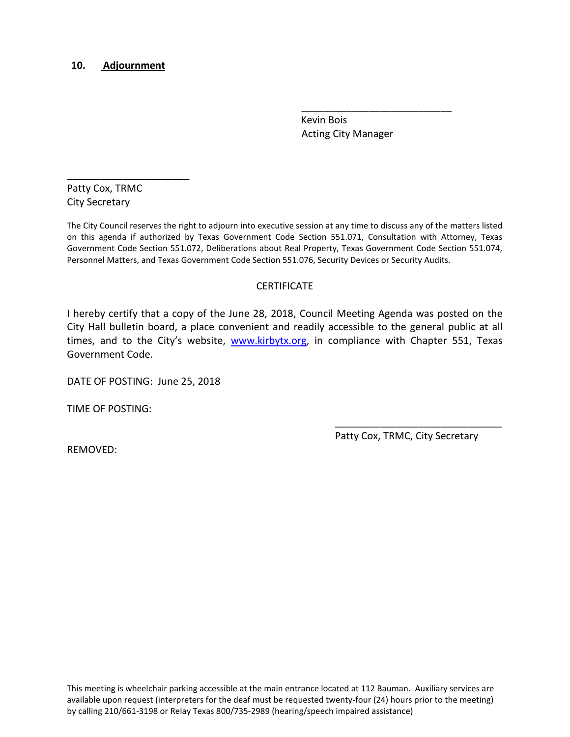## 10. Adjournment

\_\_\_\_\_\_\_\_\_\_\_\_\_\_\_\_\_\_\_\_\_\_\_\_\_\_\_\_
Kevin Bois
Acting City Manager

\_\_\_\_\_\_\_\_\_\_\_\_\_\_\_\_\_\_\_\_\_\_\_\_
Patty Cox, TRMC
City Secretary

The City Council reserves the right to adjourn into executive session at any time to discuss any of the matters listed on this agenda if authorized by Texas Government Code Section 551.071, Consultation with Attorney, Texas Government Code Section 551.072, Deliberations about Real Property, Texas Government Code Section 551.074, Personnel Matters, and Texas Government Code Section 551.076, Security Devices or Security Audits.

CERTIFICATE

I hereby certify that a copy of the June 28, 2018, Council Meeting Agenda was posted on the City Hall bulletin board, a place convenient and readily accessible to the general public at all times, and to the City's website, www.kirbytx.org, in compliance with Chapter 551, Texas Government Code.

DATE OF POSTING: June 25, 2018

TIME OF POSTING:

\_\_\_\_\_\_\_\_\_\_\_\_\_\_\_\_\_\_\_\_\_\_\_\_\_\_\_\_\_\_
Patty Cox, TRMC, City Secretary

REMOVED:

This meeting is wheelchair parking accessible at the main entrance located at 112 Bauman. Auxiliary services are available upon request (interpreters for the deaf must be requested twenty-four (24) hours prior to the meeting) by calling 210/661-3198 or Relay Texas 800/735-2989 (hearing/speech impaired assistance)